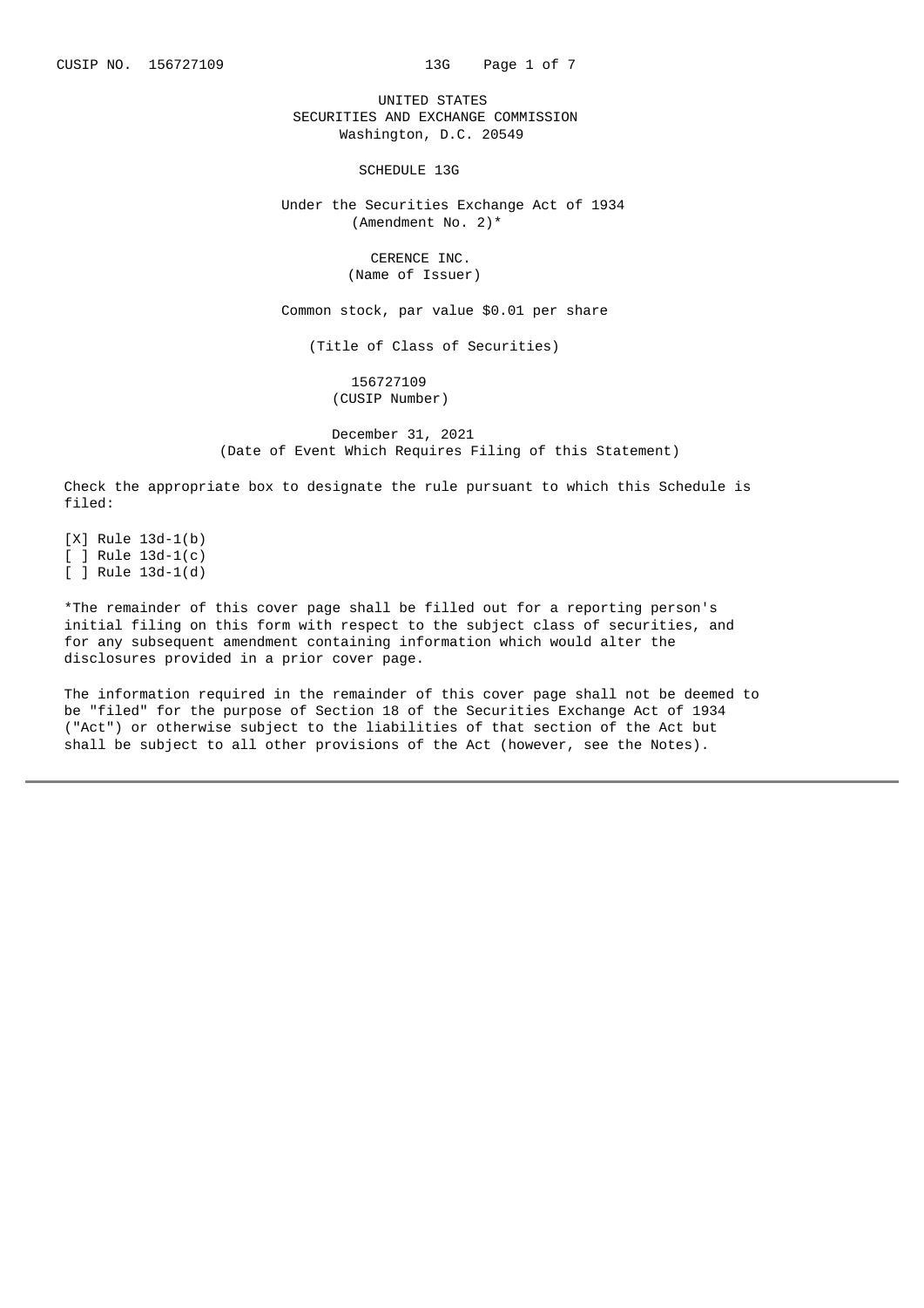UNITED STATES
SECURITIES AND EXCHANGE COMMISSION
Washington, D.C. 20549

# SCHEDULE 13G

Under the Securities Exchange Act of 1934
(Amendment No. 2)*

CERENCE INC.
(Name of Issuer)

Common stock, par value $0.01 per share

(Title of Class of Securities)

156727109
(CUSIP Number)

December 31, 2021
(Date of Event Which Requires Filing of this Statement)

Check the appropriate box to designate the rule pursuant to which this Schedule is filed:

[X] Rule 13d-1(b)
[ ] Rule 13d-1(c)
[ ] Rule 13d-1(d)

*The remainder of this cover page shall be filled out for a reporting person's initial filing on this form with respect to the subject class of securities, and for any subsequent amendment containing information which would alter the disclosures provided in a prior cover page.

The information required in the remainder of this cover page shall not be deemed to be "filed" for the purpose of Section 18 of the Securities Exchange Act of 1934 ("Act") or otherwise subject to the liabilities of that section of the Act but shall be subject to all other provisions of the Act (however, see the Notes).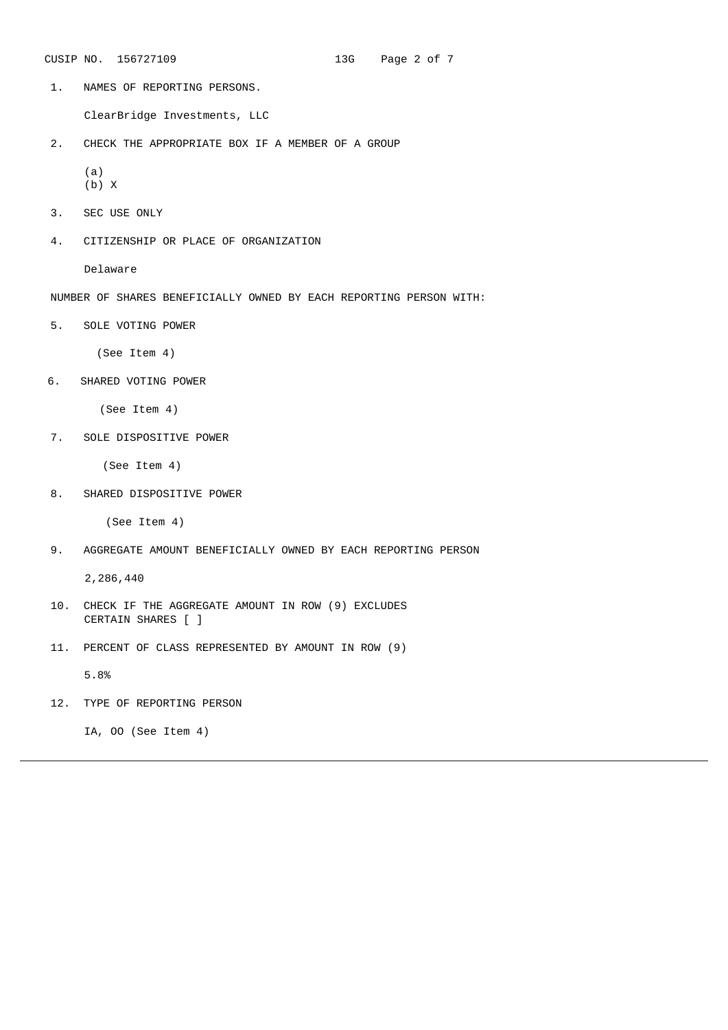CUSIP NO. 156727109 13G

1. NAMES OF REPORTING PERSONS.

   ClearBridge Investments, LLC

2. CHECK THE APPROPRIATE BOX IF A MEMBER OF A GROUP

   (a)
   (b) X

3. SEC USE ONLY

4. CITIZENSHIP OR PLACE OF ORGANIZATION

   Delaware

NUMBER OF SHARES BENEFICIALLY OWNED BY EACH REPORTING PERSON WITH:

5. SOLE VOTING POWER

   (See Item 4)

6. SHARED VOTING POWER

   (See Item 4)

7. SOLE DISPOSITIVE POWER

   (See Item 4)

8. SHARED DISPOSITIVE POWER

   (See Item 4)

9. AGGREGATE AMOUNT BENEFICIALLY OWNED BY EACH REPORTING PERSON

   2,286,440

10. CHECK IF THE AGGREGATE AMOUNT IN ROW (9) EXCLUDES CERTAIN SHARES [ ]

11. PERCENT OF CLASS REPRESENTED BY AMOUNT IN ROW (9)

    5.8%

12. TYPE OF REPORTING PERSON

    IA, OO (See Item 4)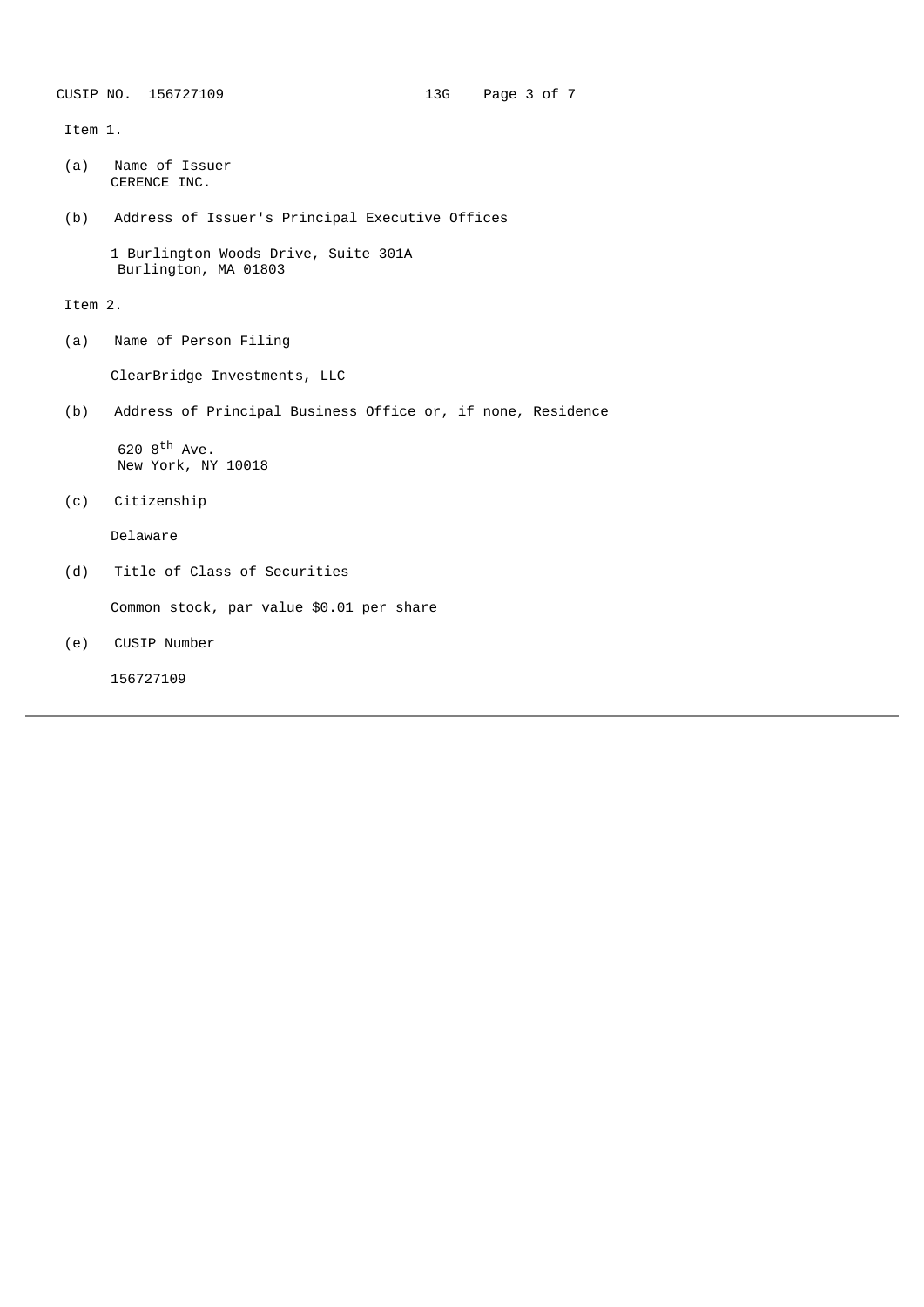Item 1.

(a) Name of Issuer

CERENCE INC.

(b) Address of Issuer's Principal Executive Offices

1 Burlington Woods Drive, Suite 301A
Burlington, MA 01803

Item 2.

(a) Name of Person Filing

ClearBridge Investments, LLC

(b) Address of Principal Business Office or, if none, Residence

620 8th Ave.
New York, NY 10018

(c) Citizenship

Delaware

(d) Title of Class of Securities

Common stock, par value $0.01 per share

(e) CUSIP Number

156727109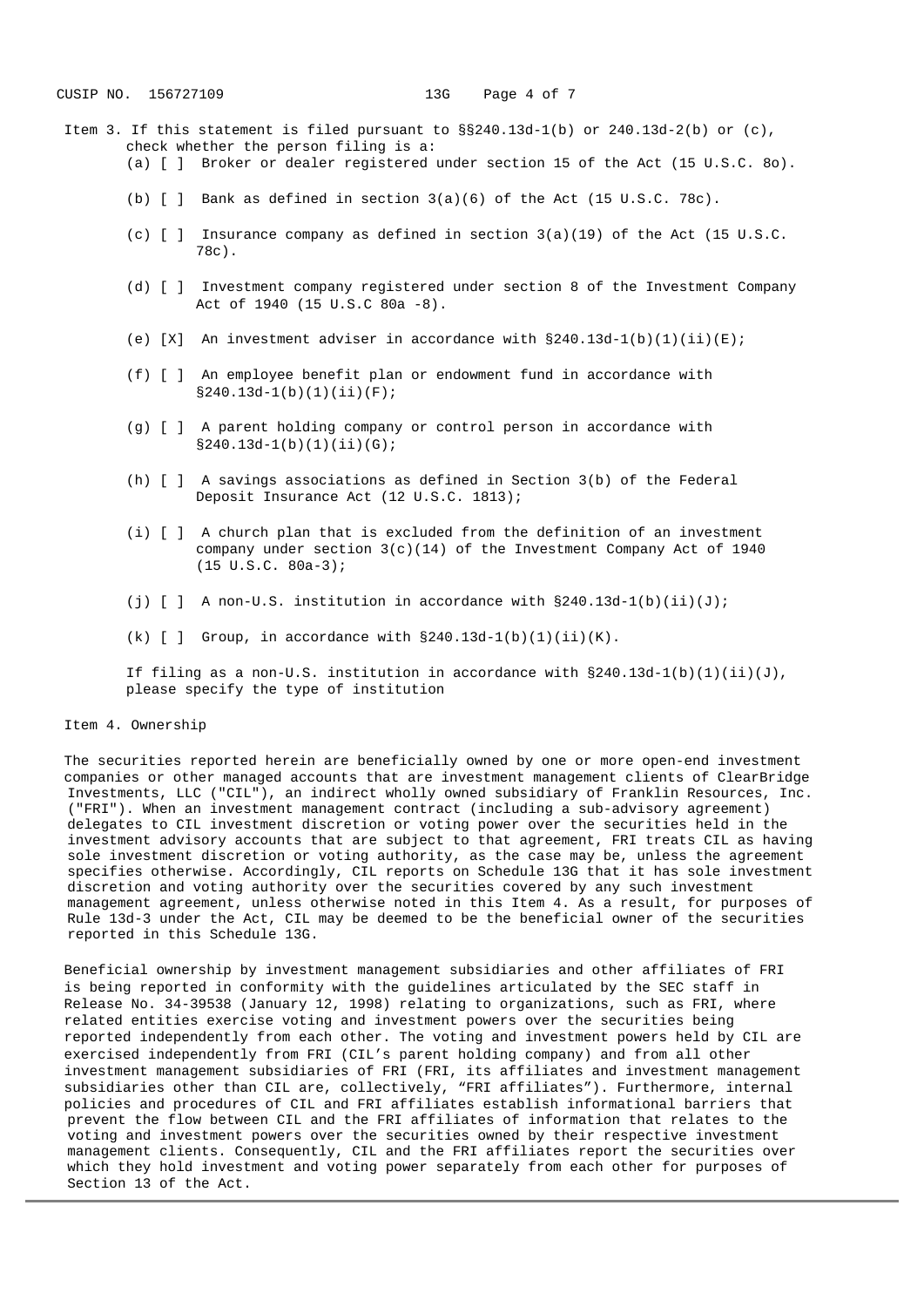Item 3. If this statement is filed pursuant to §§240.13d-1(b) or 240.13d-2(b) or (c), check whether the person filing is a:

(a) [ ] Broker or dealer registered under section 15 of the Act (15 U.S.C. 8o).

(b) [ ] Bank as defined in section 3(a)(6) of the Act (15 U.S.C. 78c).

(c) [ ] Insurance company as defined in section 3(a)(19) of the Act (15 U.S.C. 78c).

(d) [ ] Investment company registered under section 8 of the Investment Company Act of 1940 (15 U.S.C 80a -8).

(e) [X] An investment adviser in accordance with §240.13d-1(b)(1)(ii)(E);

(f) [ ] An employee benefit plan or endowment fund in accordance with §240.13d-1(b)(1)(ii)(F);

(g) [ ] A parent holding company or control person in accordance with §240.13d-1(b)(1)(ii)(G);

(h) [ ] A savings associations as defined in Section 3(b) of the Federal Deposit Insurance Act (12 U.S.C. 1813);

(i) [ ] A church plan that is excluded from the definition of an investment company under section 3(c)(14) of the Investment Company Act of 1940 (15 U.S.C. 80a-3);

(j) [ ] A non-U.S. institution in accordance with §240.13d-1(b)(ii)(J);

(k) [ ] Group, in accordance with §240.13d-1(b)(1)(ii)(K).

If filing as a non-U.S. institution in accordance with §240.13d-1(b)(1)(ii)(J), please specify the type of institution

Item 4. Ownership

The securities reported herein are beneficially owned by one or more open-end investment companies or other managed accounts that are investment management clients of ClearBridge Investments, LLC ("CIL"), an indirect wholly owned subsidiary of Franklin Resources, Inc. ("FRI"). When an investment management contract (including a sub-advisory agreement) delegates to CIL investment discretion or voting power over the securities held in the investment advisory accounts that are subject to that agreement, FRI treats CIL as having sole investment discretion or voting authority, as the case may be, unless the agreement specifies otherwise. Accordingly, CIL reports on Schedule 13G that it has sole investment discretion and voting authority over the securities covered by any such investment management agreement, unless otherwise noted in this Item 4. As a result, for purposes of Rule 13d-3 under the Act, CIL may be deemed to be the beneficial owner of the securities reported in this Schedule 13G.

Beneficial ownership by investment management subsidiaries and other affiliates of FRI is being reported in conformity with the guidelines articulated by the SEC staff in Release No. 34-39538 (January 12, 1998) relating to organizations, such as FRI, where related entities exercise voting and investment powers over the securities being reported independently from each other. The voting and investment powers held by CIL are exercised independently from FRI (CIL's parent holding company) and from all other investment management subsidiaries of FRI (FRI, its affiliates and investment management subsidiaries other than CIL are, collectively, "FRI affiliates"). Furthermore, internal policies and procedures of CIL and FRI affiliates establish informational barriers that prevent the flow between CIL and the FRI affiliates of information that relates to the voting and investment powers over the securities owned by their respective investment management clients. Consequently, CIL and the FRI affiliates report the securities over which they hold investment and voting power separately from each other for purposes of Section 13 of the Act.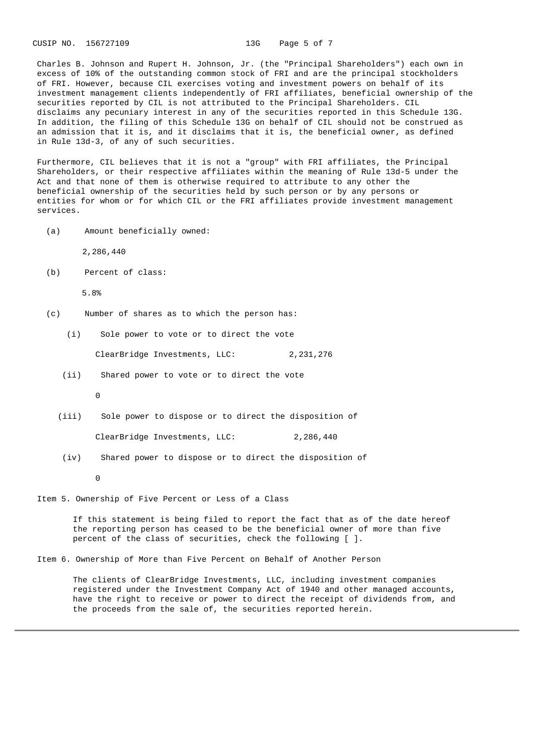Charles B. Johnson and Rupert H. Johnson, Jr. (the "Principal Shareholders") each own in excess of 10% of the outstanding common stock of FRI and are the principal stockholders of FRI. However, because CIL exercises voting and investment powers on behalf of its investment management clients independently of FRI affiliates, beneficial ownership of the securities reported by CIL is not attributed to the Principal Shareholders. CIL disclaims any pecuniary interest in any of the securities reported in this Schedule 13G. In addition, the filing of this Schedule 13G on behalf of CIL should not be construed as an admission that it is, and it disclaims that it is, the beneficial owner, as defined in Rule 13d-3, of any of such securities.

Furthermore, CIL believes that it is not a "group" with FRI affiliates, the Principal Shareholders, or their respective affiliates within the meaning of Rule 13d-5 under the Act and that none of them is otherwise required to attribute to any other the beneficial ownership of the securities held by such person or by any persons or entities for whom or for which CIL or the FRI affiliates provide investment management services.

(a) Amount beneficially owned:

2,286,440

(b) Percent of class:

5.8%

(c) Number of shares as to which the person has:

(i) Sole power to vote or to direct the vote

ClearBridge Investments, LLC: 2,231,276

(ii) Shared power to vote or to direct the vote

0

(iii) Sole power to dispose or to direct the disposition of

ClearBridge Investments, LLC: 2,286,440

(iv) Shared power to dispose or to direct the disposition of

0

Item 5. Ownership of Five Percent or Less of a Class

If this statement is being filed to report the fact that as of the date hereof the reporting person has ceased to be the beneficial owner of more than five percent of the class of securities, check the following [ ].

Item 6. Ownership of More than Five Percent on Behalf of Another Person

The clients of ClearBridge Investments, LLC, including investment companies registered under the Investment Company Act of 1940 and other managed accounts, have the right to receive or power to direct the receipt of dividends from, and the proceeds from the sale of, the securities reported herein.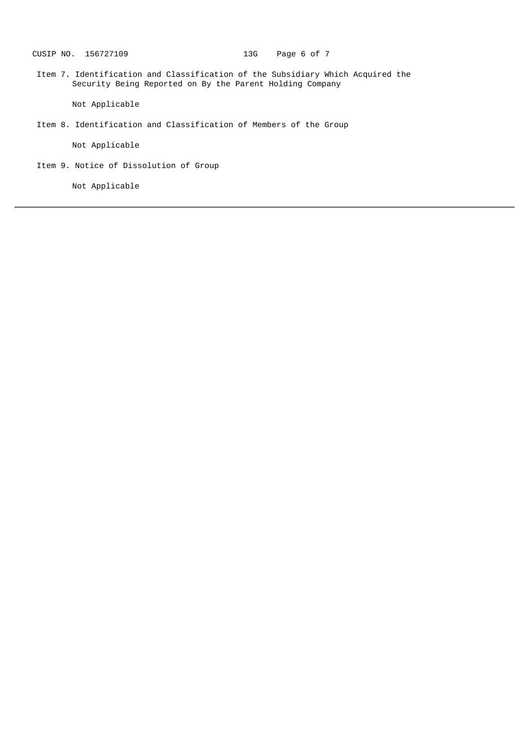Item 7. Identification and Classification of the Subsidiary Which Acquired the Security Being Reported on By the Parent Holding Company

Not Applicable

Item 8. Identification and Classification of Members of the Group

Not Applicable

Item 9. Notice of Dissolution of Group

Not Applicable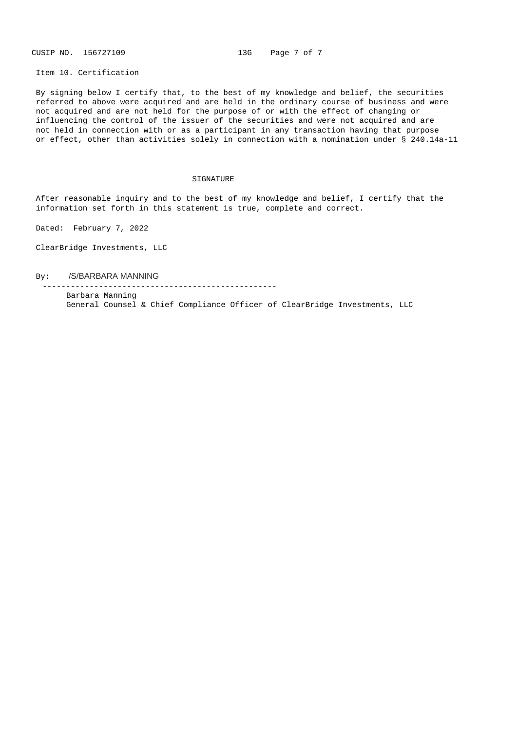Item 10. Certification

By signing below I certify that, to the best of my knowledge and belief, the securities referred to above were acquired and are held in the ordinary course of business and were not acquired and are not held for the purpose of or with the effect of changing or influencing the control of the issuer of the securities and were not acquired and are not held in connection with or as a participant in any transaction having that purpose or effect, other than activities solely in connection with a nomination under § 240.14a-11

SIGNATURE

After reasonable inquiry and to the best of my knowledge and belief, I certify that the information set forth in this statement is true, complete and correct.

Dated: February 7, 2022

ClearBridge Investments, LLC

By: /S/BARBARA MANNING

--------------------------------------------------

Barbara Manning
General Counsel & Chief Compliance Officer of ClearBridge Investments, LLC